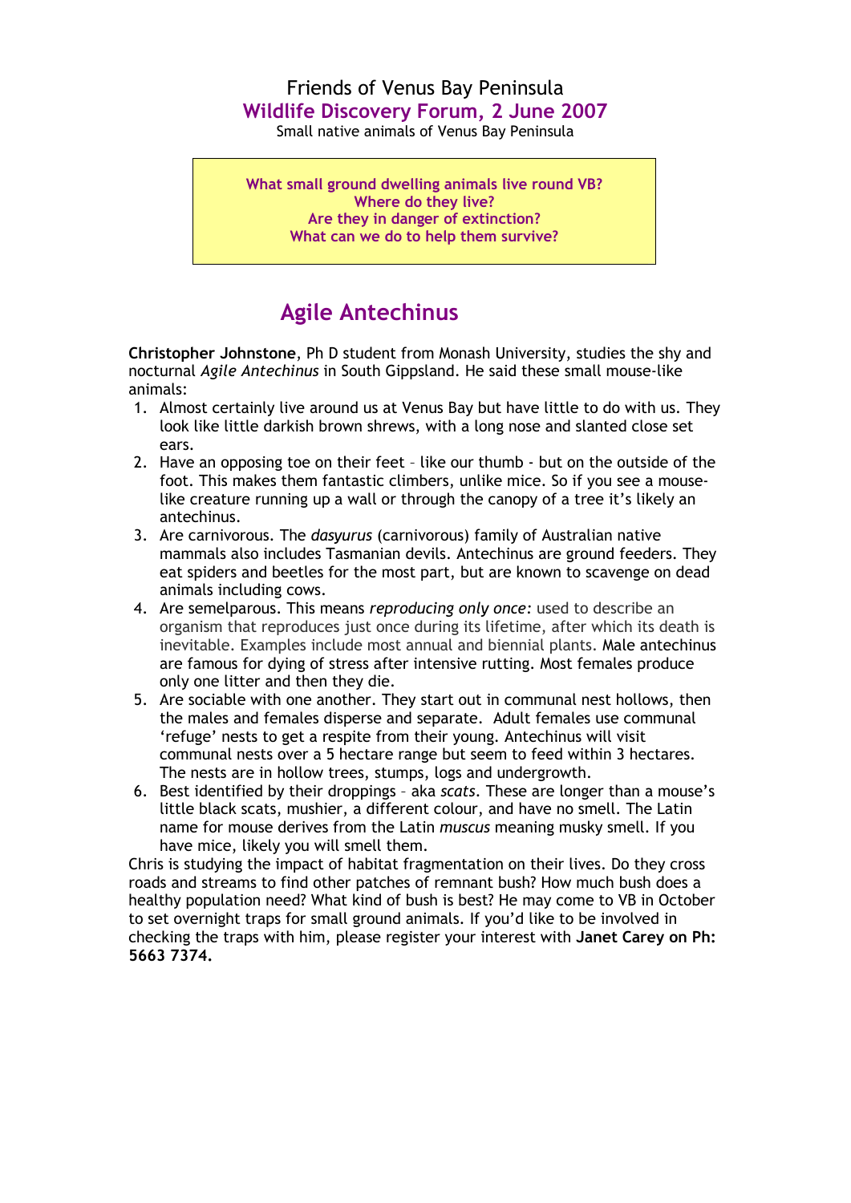Friends of Venus Bay Peninsula

**Wildlife Discovery Forum, 2 June 2007**

Small native animals of Venus Bay Peninsula

> **What small ground dwelling animals live round VB?**
> **Where do they live?**
> **Are they in danger of extinction?**
> **What can we do to help them survive?**

# Agile Antechinus

**Christopher Johnstone**, Ph D student from Monash University, studies the shy and nocturnal *Agile Antechinus* in South Gippsland. He said these small mouse-like animals:

1. Almost certainly live around us at Venus Bay but have little to do with us. They look like little darkish brown shrews, with a long nose and slanted close set ears.
2. Have an opposing toe on their feet – like our thumb - but on the outside of the foot. This makes them fantastic climbers, unlike mice. So if you see a mouse-like creature running up a wall or through the canopy of a tree it's likely an antechinus.
3. Are carnivorous. The *dasyurus* (carnivorous) family of Australian native mammals also includes Tasmanian devils. Antechinus are ground feeders. They eat spiders and beetles for the most part, but are known to scavenge on dead animals including cows.
4. Are semelparous. This means *reproducing only once:* used to describe an organism that reproduces just once during its lifetime, after which its death is inevitable. Examples include most annual and biennial plants. Male antechinus are famous for dying of stress after intensive rutting. Most females produce only one litter and then they die.
5. Are sociable with one another. They start out in communal nest hollows, then the males and females disperse and separate. Adult females use communal 'refuge' nests to get a respite from their young. Antechinus will visit communal nests over a 5 hectare range but seem to feed within 3 hectares. The nests are in hollow trees, stumps, logs and undergrowth.
6. Best identified by their droppings – aka *scats*. These are longer than a mouse's little black scats, mushier, a different colour, and have no smell. The Latin name for mouse derives from the Latin *muscus* meaning musky smell. If you have mice, likely you will smell them.

Chris is studying the impact of habitat fragmentation on their lives. Do they cross roads and streams to find other patches of remnant bush? How much bush does a healthy population need? What kind of bush is best? He may come to VB in October to set overnight traps for small ground animals. If you'd like to be involved in checking the traps with him, please register your interest with **Janet Carey on Ph: 5663 7374.**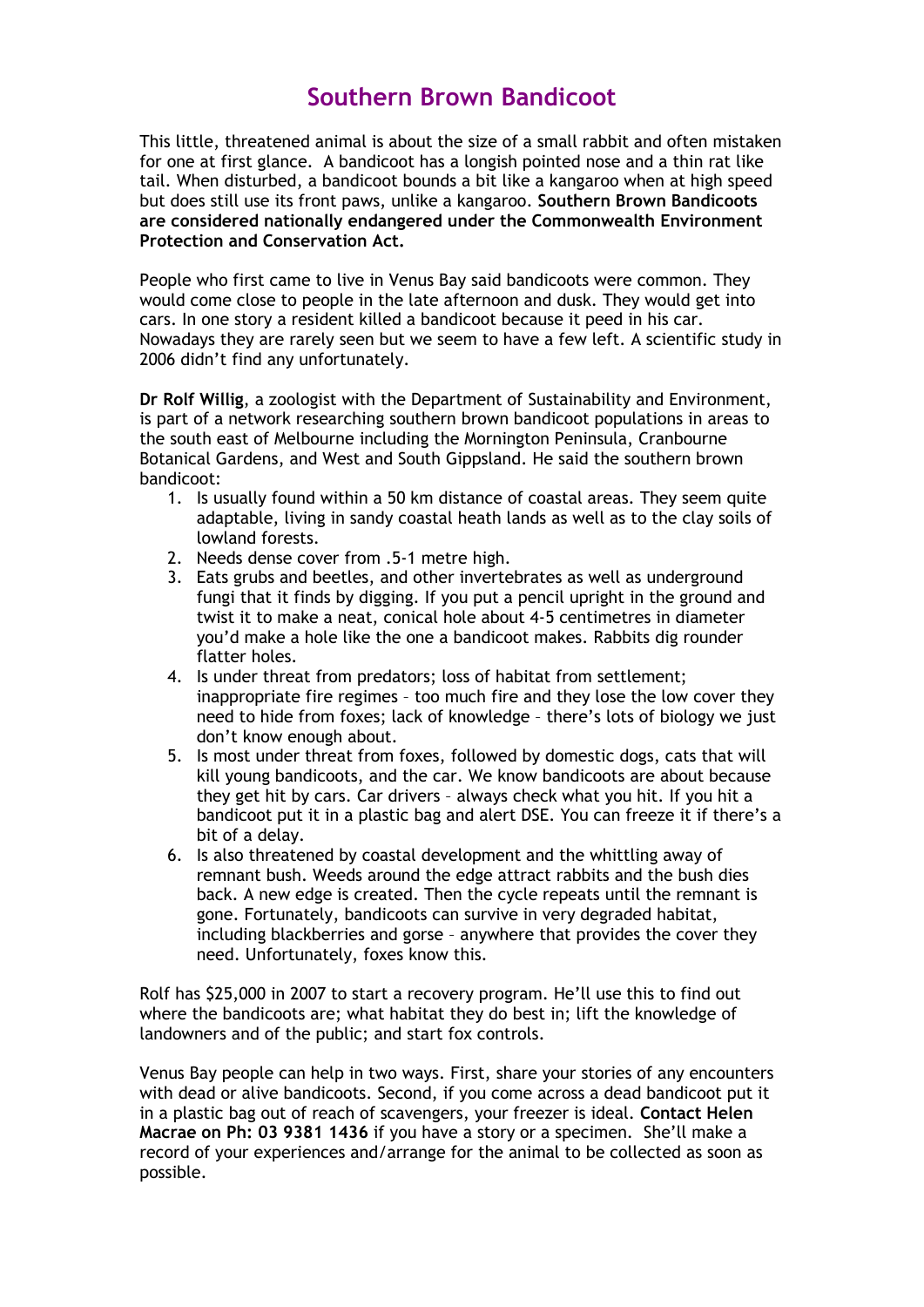# Southern Brown Bandicoot

This little, threatened animal is about the size of a small rabbit and often mistaken for one at first glance. A bandicoot has a longish pointed nose and a thin rat like tail. When disturbed, a bandicoot bounds a bit like a kangaroo when at high speed but does still use its front paws, unlike a kangaroo. **Southern Brown Bandicoots are considered nationally endangered under the Commonwealth Environment Protection and Conservation Act.**

People who first came to live in Venus Bay said bandicoots were common. They would come close to people in the late afternoon and dusk. They would get into cars. In one story a resident killed a bandicoot because it peed in his car. Nowadays they are rarely seen but we seem to have a few left. A scientific study in 2006 didn't find any unfortunately.

**Dr Rolf Willig**, a zoologist with the Department of Sustainability and Environment, is part of a network researching southern brown bandicoot populations in areas to the south east of Melbourne including the Mornington Peninsula, Cranbourne Botanical Gardens, and West and South Gippsland. He said the southern brown bandicoot:

1. Is usually found within a 50 km distance of coastal areas. They seem quite adaptable, living in sandy coastal heath lands as well as to the clay soils of lowland forests.
2. Needs dense cover from .5-1 metre high.
3. Eats grubs and beetles, and other invertebrates as well as underground fungi that it finds by digging. If you put a pencil upright in the ground and twist it to make a neat, conical hole about 4-5 centimetres in diameter you'd make a hole like the one a bandicoot makes. Rabbits dig rounder flatter holes.
4. Is under threat from predators; loss of habitat from settlement; inappropriate fire regimes – too much fire and they lose the low cover they need to hide from foxes; lack of knowledge – there's lots of biology we just don't know enough about.
5. Is most under threat from foxes, followed by domestic dogs, cats that will kill young bandicoots, and the car. We know bandicoots are about because they get hit by cars. Car drivers – always check what you hit. If you hit a bandicoot put it in a plastic bag and alert DSE. You can freeze it if there's a bit of a delay.
6. Is also threatened by coastal development and the whittling away of remnant bush. Weeds around the edge attract rabbits and the bush dies back. A new edge is created. Then the cycle repeats until the remnant is gone. Fortunately, bandicoots can survive in very degraded habitat, including blackberries and gorse – anywhere that provides the cover they need. Unfortunately, foxes know this.

Rolf has $25,000 in 2007 to start a recovery program. He'll use this to find out where the bandicoots are; what habitat they do best in; lift the knowledge of landowners and of the public; and start fox controls.

Venus Bay people can help in two ways. First, share your stories of any encounters with dead or alive bandicoots. Second, if you come across a dead bandicoot put it in a plastic bag out of reach of scavengers, your freezer is ideal. **Contact Helen Macrae on Ph: 03 9381 1436** if you have a story or a specimen. She'll make a record of your experiences and/arrange for the animal to be collected as soon as possible.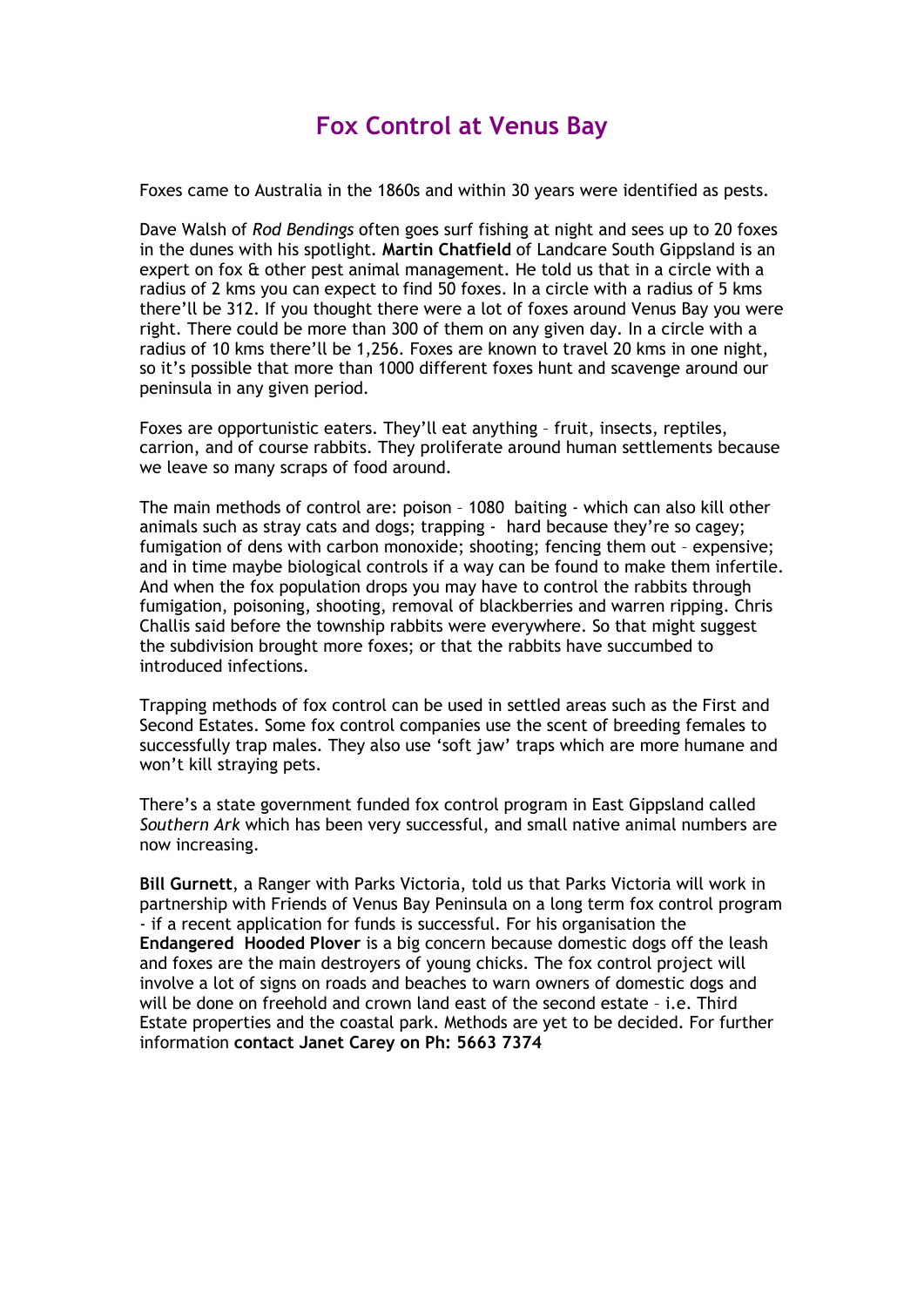# Fox Control at Venus Bay

Foxes came to Australia in the 1860s and within 30 years were identified as pests.

Dave Walsh of *Rod Bendings* often goes surf fishing at night and sees up to 20 foxes in the dunes with his spotlight. **Martin Chatfield** of Landcare South Gippsland is an expert on fox & other pest animal management. He told us that in a circle with a radius of 2 kms you can expect to find 50 foxes. In a circle with a radius of 5 kms there'll be 312. If you thought there were a lot of foxes around Venus Bay you were right. There could be more than 300 of them on any given day. In a circle with a radius of 10 kms there'll be 1,256. Foxes are known to travel 20 kms in one night, so it's possible that more than 1000 different foxes hunt and scavenge around our peninsula in any given period.

Foxes are opportunistic eaters. They'll eat anything – fruit, insects, reptiles, carrion, and of course rabbits. They proliferate around human settlements because we leave so many scraps of food around.

The main methods of control are: poison – 1080 baiting - which can also kill other animals such as stray cats and dogs; trapping - hard because they're so cagey; fumigation of dens with carbon monoxide; shooting; fencing them out – expensive; and in time maybe biological controls if a way can be found to make them infertile. And when the fox population drops you may have to control the rabbits through fumigation, poisoning, shooting, removal of blackberries and warren ripping. Chris Challis said before the township rabbits were everywhere. So that might suggest the subdivision brought more foxes; or that the rabbits have succumbed to introduced infections.

Trapping methods of fox control can be used in settled areas such as the First and Second Estates. Some fox control companies use the scent of breeding females to successfully trap males. They also use 'soft jaw' traps which are more humane and won't kill straying pets.

There's a state government funded fox control program in East Gippsland called *Southern Ark* which has been very successful, and small native animal numbers are now increasing.

**Bill Gurnett**, a Ranger with Parks Victoria, told us that Parks Victoria will work in partnership with Friends of Venus Bay Peninsula on a long term fox control program - if a recent application for funds is successful. For his organisation the **Endangered Hooded Plover** is a big concern because domestic dogs off the leash and foxes are the main destroyers of young chicks. The fox control project will involve a lot of signs on roads and beaches to warn owners of domestic dogs and will be done on freehold and crown land east of the second estate – i.e. Third Estate properties and the coastal park. Methods are yet to be decided. For further information **contact Janet Carey on Ph: 5663 7374**